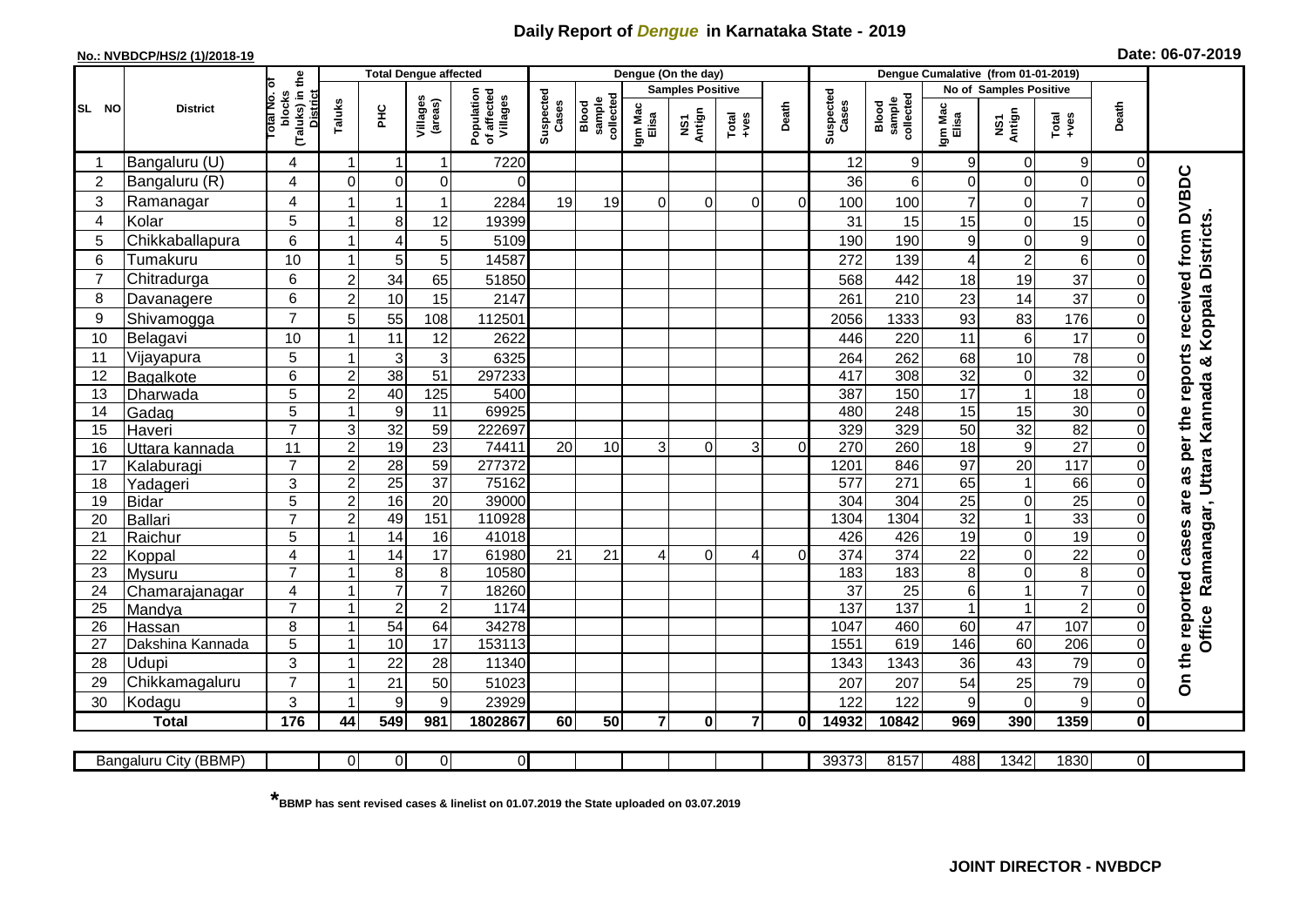# Daily Report of *Dengue* in Karnataka State - 2019

**No.: NVBDCP/HS/2 (1)/2018-19**

**Date: 06-07-2019**

| SL NO | District | Total No. of blocks (Taluks) in the District | Total Dengue affected | | | | Dengue (On the day) | | | | | | Dengue Cumalative (from 01-01-2019) | | | | | | |
|---|---|---|---|---|---|---|---|---|---|---|---|---|---|---|---|---|---|---|---|
| | | | Taluks | PHC | Villages (areas) | Population of affected Villages | Suspected Cases | Blood sample collected | Samples Positive | | | Death | Suspected Cases | Blood sample collected | No of Samples Positive | | | Death | |
| | | | | | | | | | Igm Mac Elisa | NS1 Antign | Total +ves | | | | Igm Mac Elisa | NS1 Antign | Total +ves | | |
| 1 | Bangaluru (U) | 4 | 1 | 1 | 1 | 7220 | | | | | | | 12 | 9 | 9 | 0 | 9 | 0 | On the reported cases are as per the reports received from DVBDC Office Ramanagar, Uttara Kannada & Koppala Districts. |
| 2 | Bangaluru (R) | 4 | 0 | 0 | 0 | 0 | | | | | | | 36 | 6 | 0 | 0 | 0 | 0 | |
| 3 | Ramanagar | 4 | 1 | 1 | 1 | 2284 | 19 | 19 | 0 | 0 | 0 | 0 | 100 | 100 | 7 | 0 | 7 | 0 | |
| 4 | Kolar | 5 | 1 | 8 | 12 | 19399 | | | | | | | 31 | 15 | 15 | 0 | 15 | 0 | |
| 5 | Chikkaballapura | 6 | 1 | 4 | 5 | 5109 | | | | | | | 190 | 190 | 9 | 0 | 9 | 0 | |
| 6 | Tumakuru | 10 | 1 | 5 | 5 | 14587 | | | | | | | 272 | 139 | 4 | 2 | 6 | 0 | |
| 7 | Chitradurga | 6 | 2 | 34 | 65 | 51850 | | | | | | | 568 | 442 | 18 | 19 | 37 | 0 | |
| 8 | Davanagere | 6 | 2 | 10 | 15 | 2147 | | | | | | | 261 | 210 | 23 | 14 | 37 | 0 | |
| 9 | Shivamogga | 7 | 5 | 55 | 108 | 112501 | | | | | | | 2056 | 1333 | 93 | 83 | 176 | 0 | |
| 10 | Belagavi | 10 | 1 | 11 | 12 | 2622 | | | | | | | 446 | 220 | 11 | 6 | 17 | 0 | |
| 11 | Vijayapura | 5 | 1 | 3 | 3 | 6325 | | | | | | | 264 | 262 | 68 | 10 | 78 | 0 | |
| 12 | Bagalkote | 6 | 2 | 38 | 51 | 297233 | | | | | | | 417 | 308 | 32 | 0 | 32 | 0 | |
| 13 | Dharwada | 5 | 2 | 40 | 125 | 5400 | | | | | | | 387 | 150 | 17 | 1 | 18 | 0 | |
| 14 | Gadag | 5 | 1 | 9 | 11 | 69925 | | | | | | | 480 | 248 | 15 | 15 | 30 | 0 | |
| 15 | Haveri | 7 | 3 | 32 | 59 | 222697 | | | | | | | 329 | 329 | 50 | 32 | 82 | 0 | |
| 16 | Uttara kannada | 11 | 2 | 19 | 23 | 74411 | 20 | 10 | 3 | 0 | 3 | 0 | 270 | 260 | 18 | 9 | 27 | 0 | |
| 17 | Kalaburagi | 7 | 2 | 28 | 59 | 277372 | | | | | | | 1201 | 846 | 97 | 20 | 117 | 0 | |
| 18 | Yadageri | 3 | 2 | 25 | 37 | 75162 | | | | | | | 577 | 271 | 65 | 1 | 66 | 0 | |
| 19 | Bidar | 5 | 2 | 16 | 20 | 39000 | | | | | | | 304 | 304 | 25 | 0 | 25 | 0 | |
| 20 | Ballari | 7 | 2 | 49 | 151 | 110928 | | | | | | | 1304 | 1304 | 32 | 1 | 33 | 0 | |
| 21 | Raichur | 5 | 1 | 14 | 16 | 41018 | | | | | | | 426 | 426 | 19 | 0 | 19 | 0 | |
| 22 | Koppal | 4 | 1 | 14 | 17 | 61980 | 21 | 21 | 4 | 0 | 4 | 0 | 374 | 374 | 22 | 0 | 22 | 0 | |
| 23 | Mysuru | 7 | 1 | 8 | 8 | 10580 | | | | | | | 183 | 183 | 8 | 0 | 8 | 0 | |
| 24 | Chamarajanagar | 4 | 1 | 7 | 7 | 18260 | | | | | | | 37 | 25 | 6 | 1 | 7 | 0 | |
| 25 | Mandya | 7 | 1 | 2 | 2 | 1174 | | | | | | | 137 | 137 | 1 | 1 | 2 | 0 | |
| 26 | Hassan | 8 | 1 | 54 | 64 | 34278 | | | | | | | 1047 | 460 | 60 | 47 | 107 | 0 | |
| 27 | Dakshina Kannada | 5 | 1 | 10 | 17 | 153113 | | | | | | | 1551 | 619 | 146 | 60 | 206 | 0 | |
| 28 | Udupi | 3 | 1 | 22 | 28 | 11340 | | | | | | | 1343 | 1343 | 36 | 43 | 79 | 0 | |
| 29 | Chikkamagaluru | 7 | 1 | 21 | 50 | 51023 | | | | | | | 207 | 207 | 54 | 25 | 79 | 0 | |
| 30 | Kodagu | 3 | 1 | 9 | 9 | 23929 | | | | | | | 122 | 122 | 9 | 0 | 9 | 0 | |
| | **Total** | **176** | **44** | **549** | **981** | **1802867** | **60** | **50** | **7** | **0** | **7** | **0** | **14932** | **10842** | **969** | **390** | **1359** | **0** | |

| Bangaluru City (BBMP) | | 0 | 0 | 0 | 0 | | | | | | | 39373 | 8157 | 488 | 1342 | 1830 | 0 |
|---|---|---|---|---|---|---|---|---|---|---|---|---|---|---|---|---|---|

**\*BBMP has sent revised cases & linelist on 01.07.2019 the State uploaded on 03.07.2019**

**JOINT DIRECTOR - NVBDCP**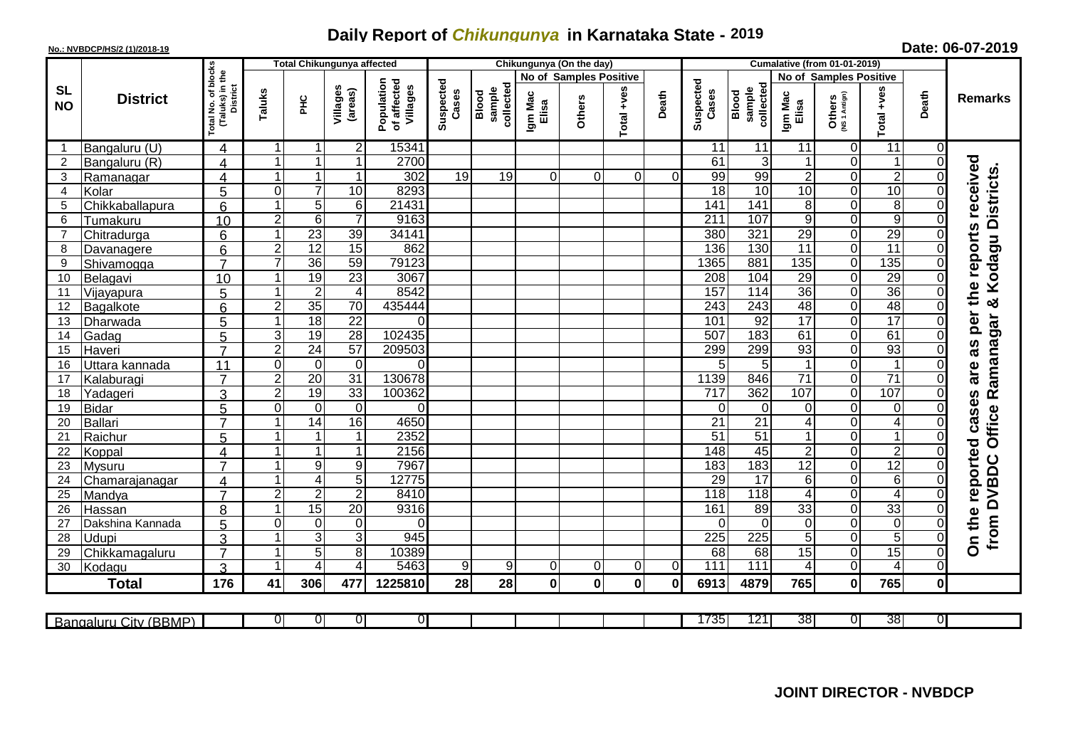# Daily Report of *Chikungunya* in Karnataka State - 2019

**No.: NVBDCP/HS/2 (1)/2018-19**

**Date: 06-07-2019**

| SL NO | District | Total No. of blocks (Taluks) in the District | Total Chikungunya affected | | | | Chikungunya (On the day) | | | | | | | Cumalative (from 01-01-2019) | | | | | | | Remarks |
|---|---|---|---|---|---|---|---|---|---|---|---|---|---|---|---|---|---|---|---|---|---|
| | | | Taluks | PHC | Villages (areas) | Population of affected Villages | Suspected Cases | Blood sample collected | No of Samples Positive | | | Death | Suspected Cases | Blood sample collected | No of Samples Positive | | | Death | |
| | | | | | | | | | Igm Mac Elisa | Others | Total +ves | | | | Igm Mac Elisa | Others (NS 1 Antign) | Total +ves | | |
| 1 | Bangaluru (U) | 4 | 1 | 1 | 2 | 15341 | | | | | | | 11 | 11 | 11 | 0 | 11 | 0 | On the reported cases are as per the reports received from DVBDC Office Ramanagar & Kodagu Districts. |
| 2 | Bangaluru (R) | 4 | 1 | 1 | 1 | 2700 | | | | | | | 61 | 3 | 1 | 0 | 1 | 0 | |
| 3 | Ramanagar | 4 | 1 | 1 | 1 | 302 | 19 | 19 | 0 | 0 | 0 | 0 | 99 | 99 | 2 | 0 | 2 | 0 | |
| 4 | Kolar | 5 | 0 | 7 | 10 | 8293 | | | | | | | 18 | 10 | 10 | 0 | 10 | 0 | |
| 5 | Chikkaballapura | 6 | 1 | 5 | 6 | 21431 | | | | | | | 141 | 141 | 8 | 0 | 8 | 0 | |
| 6 | Tumakuru | 10 | 2 | 6 | 7 | 9163 | | | | | | | 211 | 107 | 9 | 0 | 9 | 0 | |
| 7 | Chitradurga | 6 | 1 | 23 | 39 | 34141 | | | | | | | 380 | 321 | 29 | 0 | 29 | 0 | |
| 8 | Davanagere | 6 | 2 | 12 | 15 | 862 | | | | | | | 136 | 130 | 11 | 0 | 11 | 0 | |
| 9 | Shivamogga | 7 | 7 | 36 | 59 | 79123 | | | | | | | 1365 | 881 | 135 | 0 | 135 | 0 | |
| 10 | Belagavi | 10 | 1 | 19 | 23 | 3067 | | | | | | | 208 | 104 | 29 | 0 | 29 | 0 | |
| 11 | Vijayapura | 5 | 1 | 2 | 4 | 8542 | | | | | | | 157 | 114 | 36 | 0 | 36 | 0 | |
| 12 | Bagalkote | 6 | 2 | 35 | 70 | 435444 | | | | | | | 243 | 243 | 48 | 0 | 48 | 0 | |
| 13 | Dharwada | 5 | 1 | 18 | 22 | 0 | | | | | | | 101 | 92 | 17 | 0 | 17 | 0 | |
| 14 | Gadag | 5 | 3 | 19 | 28 | 102435 | | | | | | | 507 | 183 | 61 | 0 | 61 | 0 | |
| 15 | Haveri | 7 | 2 | 24 | 57 | 209503 | | | | | | | 299 | 299 | 93 | 0 | 93 | 0 | |
| 16 | Uttara kannada | 11 | 0 | 0 | 0 | 0 | | | | | | | 5 | 5 | 1 | 0 | 1 | 0 | |
| 17 | Kalaburagi | 7 | 2 | 20 | 31 | 130678 | | | | | | | 1139 | 846 | 71 | 0 | 71 | 0 | |
| 18 | Yadageri | 3 | 2 | 19 | 33 | 100362 | | | | | | | 717 | 362 | 107 | 0 | 107 | 0 | |
| 19 | Bidar | 5 | 0 | 0 | 0 | 0 | | | | | | | 0 | 0 | 0 | 0 | 0 | 0 | |
| 20 | Ballari | 7 | 1 | 14 | 16 | 4650 | | | | | | | 21 | 21 | 4 | 0 | 4 | 0 | |
| 21 | Raichur | 5 | 1 | 1 | 1 | 2352 | | | | | | | 51 | 51 | 1 | 0 | 1 | 0 | |
| 22 | Koppal | 4 | 1 | 1 | 1 | 2156 | | | | | | | 148 | 45 | 2 | 0 | 2 | 0 | |
| 23 | Mysuru | 7 | 1 | 9 | 9 | 7967 | | | | | | | 183 | 183 | 12 | 0 | 12 | 0 | |
| 24 | Chamarajanagar | 4 | 1 | 4 | 5 | 12775 | | | | | | | 29 | 17 | 6 | 0 | 6 | 0 | |
| 25 | Mandya | 7 | 2 | 2 | 2 | 8410 | | | | | | | 118 | 118 | 4 | 0 | 4 | 0 | |
| 26 | Hassan | 8 | 1 | 15 | 20 | 9316 | | | | | | | 161 | 89 | 33 | 0 | 33 | 0 | |
| 27 | Dakshina Kannada | 5 | 0 | 0 | 0 | 0 | | | | | | | 0 | 0 | 0 | 0 | 0 | 0 | |
| 28 | Udupi | 3 | 1 | 3 | 3 | 945 | | | | | | | 225 | 225 | 5 | 0 | 5 | 0 | |
| 29 | Chikkamagaluru | 7 | 1 | 5 | 8 | 10389 | | | | | | | 68 | 68 | 15 | 0 | 15 | 0 | |
| 30 | Kodagu | 3 | 1 | 4 | 4 | 5463 | 9 | 9 | 0 | 0 | 0 | 0 | 111 | 111 | 4 | 0 | 4 | 0 | |
| | **Total** | **176** | **41** | **306** | **477** | **1225810** | **28** | **28** | **0** | **0** | **0** | **0** | **6913** | **4879** | **765** | **0** | **765** | **0** | |

| | | | | | | | | | | | | | | | | | | | |
|---|---|---|---|---|---|---|---|---|---|---|---|---|---|---|---|---|---|---|---|
| Bangaluru City (BBMP) | | 0 | 0 | 0 | 0 | | | | | | | 1735 | 121 | 38 | 0 | 38 | 0 | |

**JOINT DIRECTOR - NVBDCP**